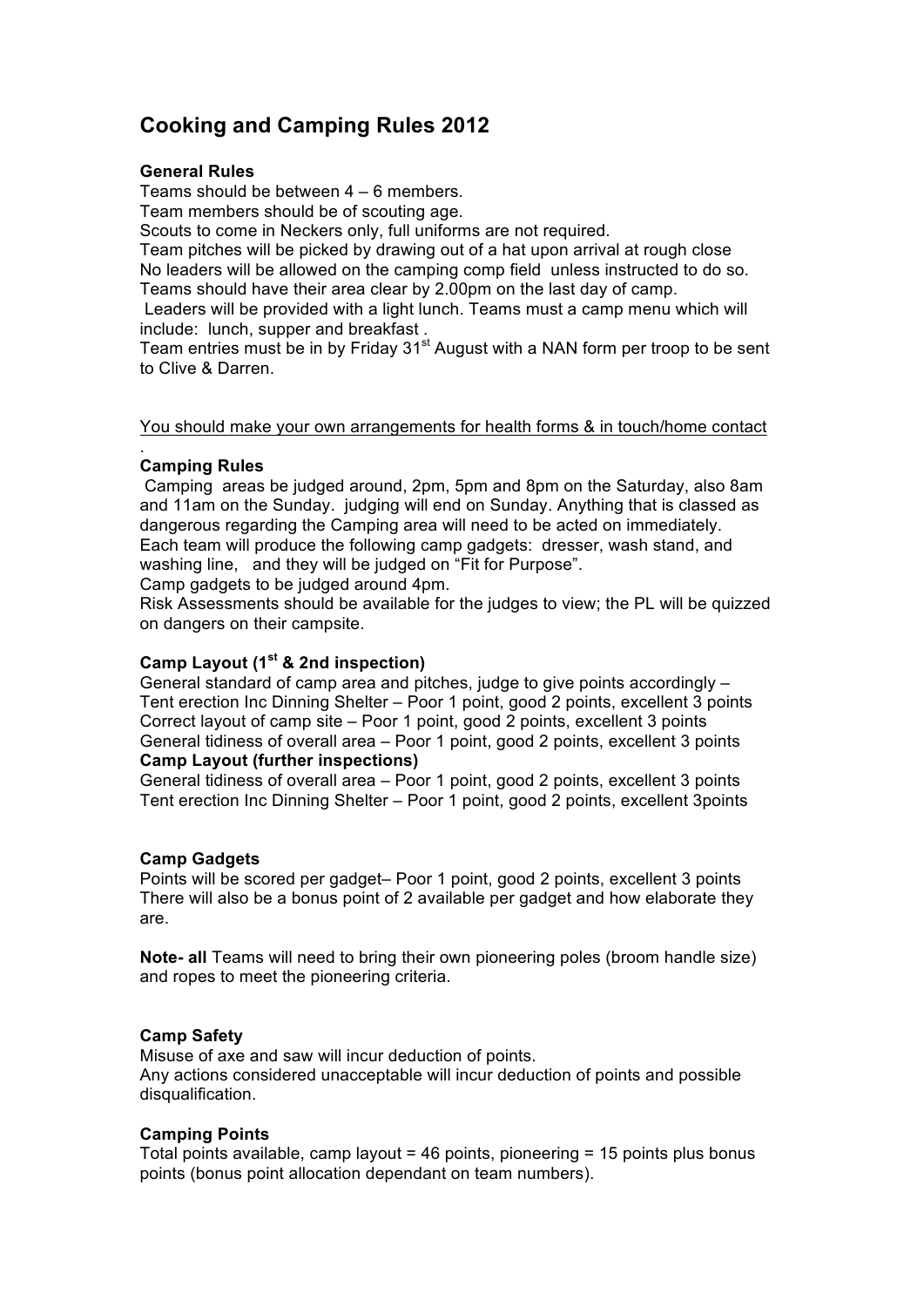# Cooking and Camping Rules 2012

**General Rules**

Teams should be between 4 – 6 members.
Team members should be of scouting age.
Scouts to come in Neckers only, full uniforms are not required.
Team pitches will be picked by drawing out of a hat upon arrival at rough close
No leaders will be allowed on the camping comp field unless instructed to do so.
Teams should have their area clear by 2.00pm on the last day of camp.
Leaders will be provided with a light lunch. Teams must a camp menu which will include: lunch, supper and breakfast .
Team entries must be in by Friday 31st August with a NAN form per troop to be sent to Clive & Darren.

<u>You should make your own arrangements for health forms & in touch/home contact</u>

.

**Camping Rules**

Camping areas be judged around, 2pm, 5pm and 8pm on the Saturday, also 8am and 11am on the Sunday. judging will end on Sunday. Anything that is classed as dangerous regarding the Camping area will need to be acted on immediately.
Each team will produce the following camp gadgets: dresser, wash stand, and washing line, and they will be judged on "Fit for Purpose".
Camp gadgets to be judged around 4pm.
Risk Assessments should be available for the judges to view; the PL will be quizzed on dangers on their campsite.

**Camp Layout (1st & 2nd inspection)**

General standard of camp area and pitches, judge to give points accordingly –
Tent erection Inc Dinning Shelter – Poor 1 point, good 2 points, excellent 3 points
Correct layout of camp site – Poor 1 point, good 2 points, excellent 3 points
General tidiness of overall area – Poor 1 point, good 2 points, excellent 3 points

**Camp Layout (further inspections)**

General tidiness of overall area – Poor 1 point, good 2 points, excellent 3 points
Tent erection Inc Dinning Shelter – Poor 1 point, good 2 points, excellent 3points

**Camp Gadgets**

Points will be scored per gadget– Poor 1 point, good 2 points, excellent 3 points
There will also be a bonus point of 2 available per gadget and how elaborate they are.

**Note- all** Teams will need to bring their own pioneering poles (broom handle size) and ropes to meet the pioneering criteria.

**Camp Safety**

Misuse of axe and saw will incur deduction of points.
Any actions considered unacceptable will incur deduction of points and possible disqualification.

**Camping Points**

Total points available, camp layout = 46 points, pioneering = 15 points plus bonus points (bonus point allocation dependant on team numbers).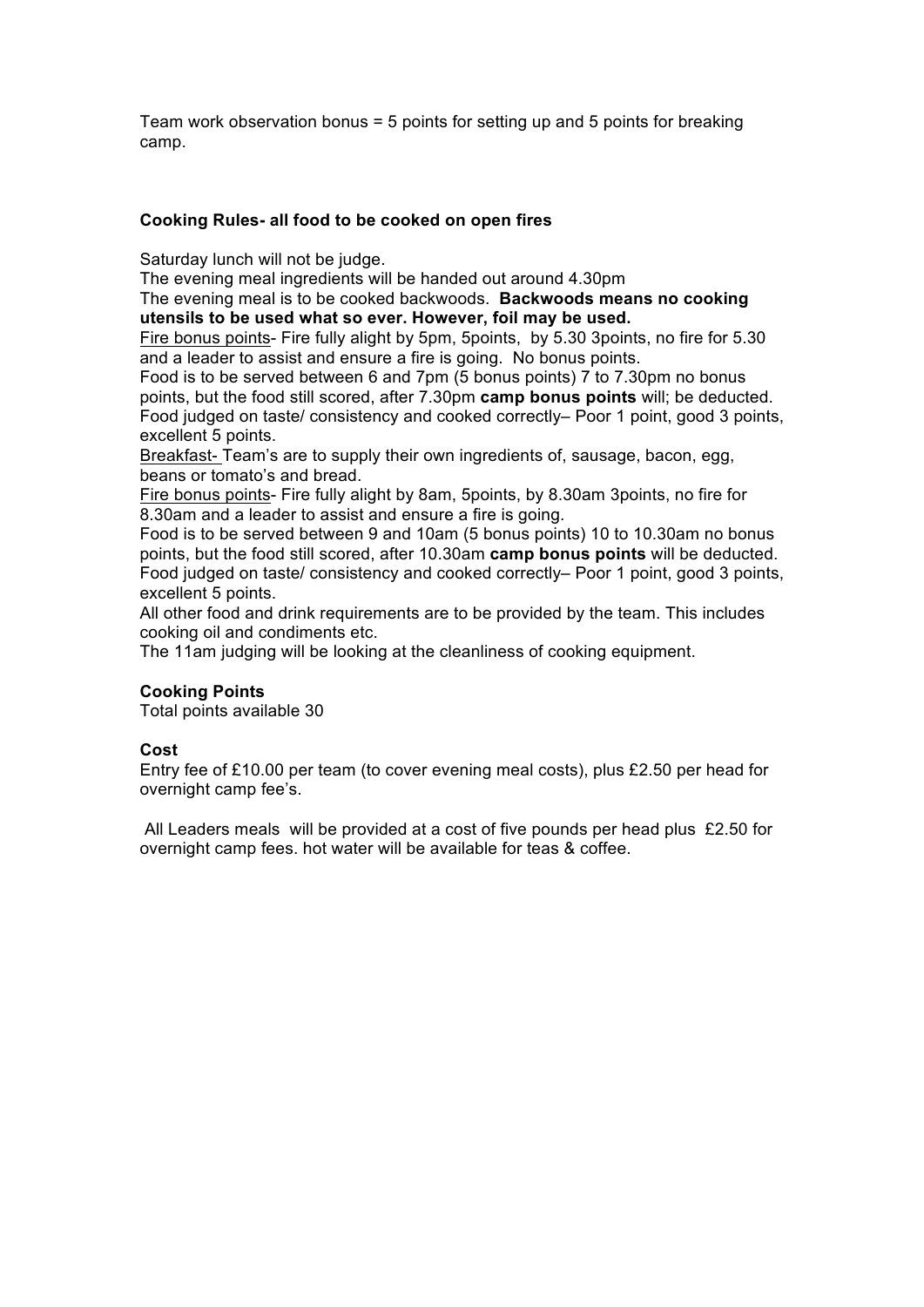Team work observation bonus = 5 points for setting up and 5 points for breaking camp.

**Cooking Rules- all food to be cooked on open fires**

Saturday lunch will not be judge.
The evening meal ingredients will be handed out around 4.30pm
The evening meal is to be cooked backwoods. **Backwoods means no cooking utensils to be used what so ever. However, foil may be used.**
Fire bonus points- Fire fully alight by 5pm, 5points, by 5.30 3points, no fire for 5.30 and a leader to assist and ensure a fire is going. No bonus points.
Food is to be served between 6 and 7pm (5 bonus points) 7 to 7.30pm no bonus points, but the food still scored, after 7.30pm **camp bonus points** will; be deducted.
Food judged on taste/ consistency and cooked correctly– Poor 1 point, good 3 points, excellent 5 points.
Breakfast- Team's are to supply their own ingredients of, sausage, bacon, egg, beans or tomato's and bread.
Fire bonus points- Fire fully alight by 8am, 5points, by 8.30am 3points, no fire for 8.30am and a leader to assist and ensure a fire is going.
Food is to be served between 9 and 10am (5 bonus points) 10 to 10.30am no bonus points, but the food still scored, after 10.30am **camp bonus points** will be deducted.
Food judged on taste/ consistency and cooked correctly– Poor 1 point, good 3 points, excellent 5 points.
All other food and drink requirements are to be provided by the team. This includes cooking oil and condiments etc.
The 11am judging will be looking at the cleanliness of cooking equipment.

**Cooking Points**
Total points available 30

**Cost**
Entry fee of £10.00 per team (to cover evening meal costs), plus £2.50 per head for overnight camp fee's.

All Leaders meals will be provided at a cost of five pounds per head plus £2.50 for overnight camp fees. hot water will be available for teas & coffee.